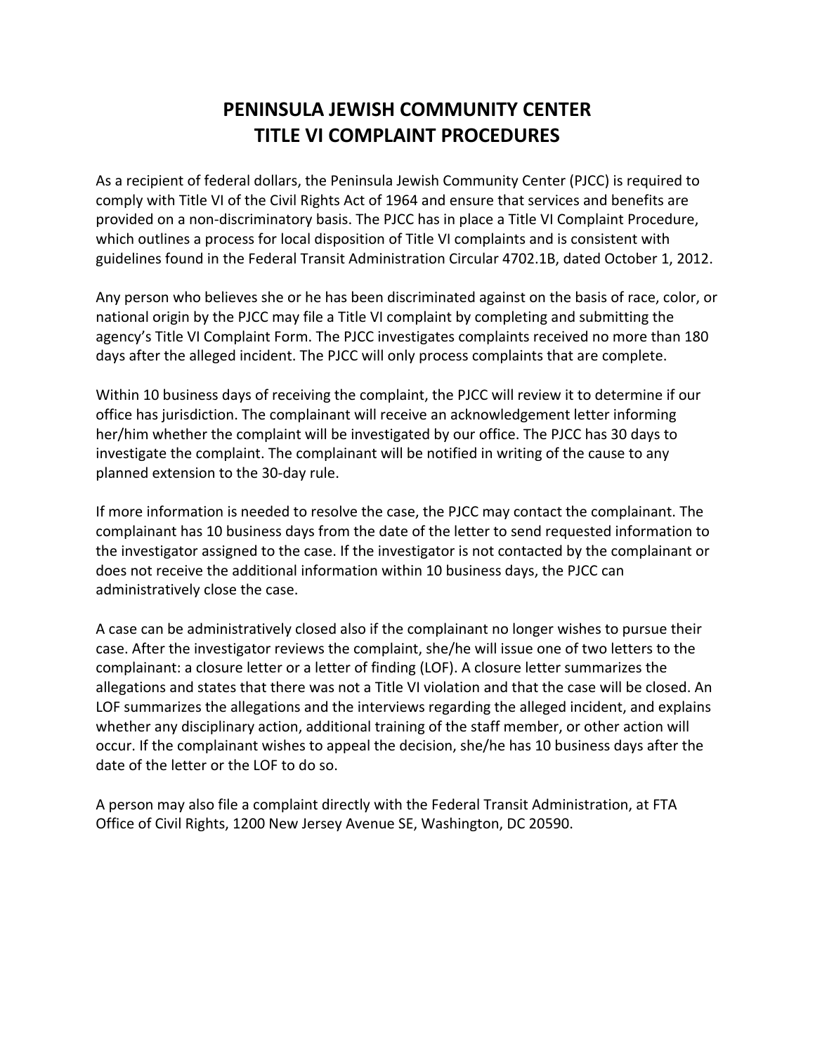# PENINSULA JEWISH COMMUNITY CENTER
# TITLE VI COMPLAINT PROCEDURES

As a recipient of federal dollars, the Peninsula Jewish Community Center (PJCC) is required to comply with Title VI of the Civil Rights Act of 1964 and ensure that services and benefits are provided on a non-discriminatory basis. The PJCC has in place a Title VI Complaint Procedure, which outlines a process for local disposition of Title VI complaints and is consistent with guidelines found in the Federal Transit Administration Circular 4702.1B, dated October 1, 2012.

Any person who believes she or he has been discriminated against on the basis of race, color, or national origin by the PJCC may file a Title VI complaint by completing and submitting the agency's Title VI Complaint Form. The PJCC investigates complaints received no more than 180 days after the alleged incident. The PJCC will only process complaints that are complete.

Within 10 business days of receiving the complaint, the PJCC will review it to determine if our office has jurisdiction. The complainant will receive an acknowledgement letter informing her/him whether the complaint will be investigated by our office. The PJCC has 30 days to investigate the complaint. The complainant will be notified in writing of the cause to any planned extension to the 30-day rule.

If more information is needed to resolve the case, the PJCC may contact the complainant. The complainant has 10 business days from the date of the letter to send requested information to the investigator assigned to the case. If the investigator is not contacted by the complainant or does not receive the additional information within 10 business days, the PJCC can administratively close the case.

A case can be administratively closed also if the complainant no longer wishes to pursue their case. After the investigator reviews the complaint, she/he will issue one of two letters to the complainant: a closure letter or a letter of finding (LOF). A closure letter summarizes the allegations and states that there was not a Title VI violation and that the case will be closed. An LOF summarizes the allegations and the interviews regarding the alleged incident, and explains whether any disciplinary action, additional training of the staff member, or other action will occur. If the complainant wishes to appeal the decision, she/he has 10 business days after the date of the letter or the LOF to do so.

A person may also file a complaint directly with the Federal Transit Administration, at FTA Office of Civil Rights, 1200 New Jersey Avenue SE, Washington, DC 20590.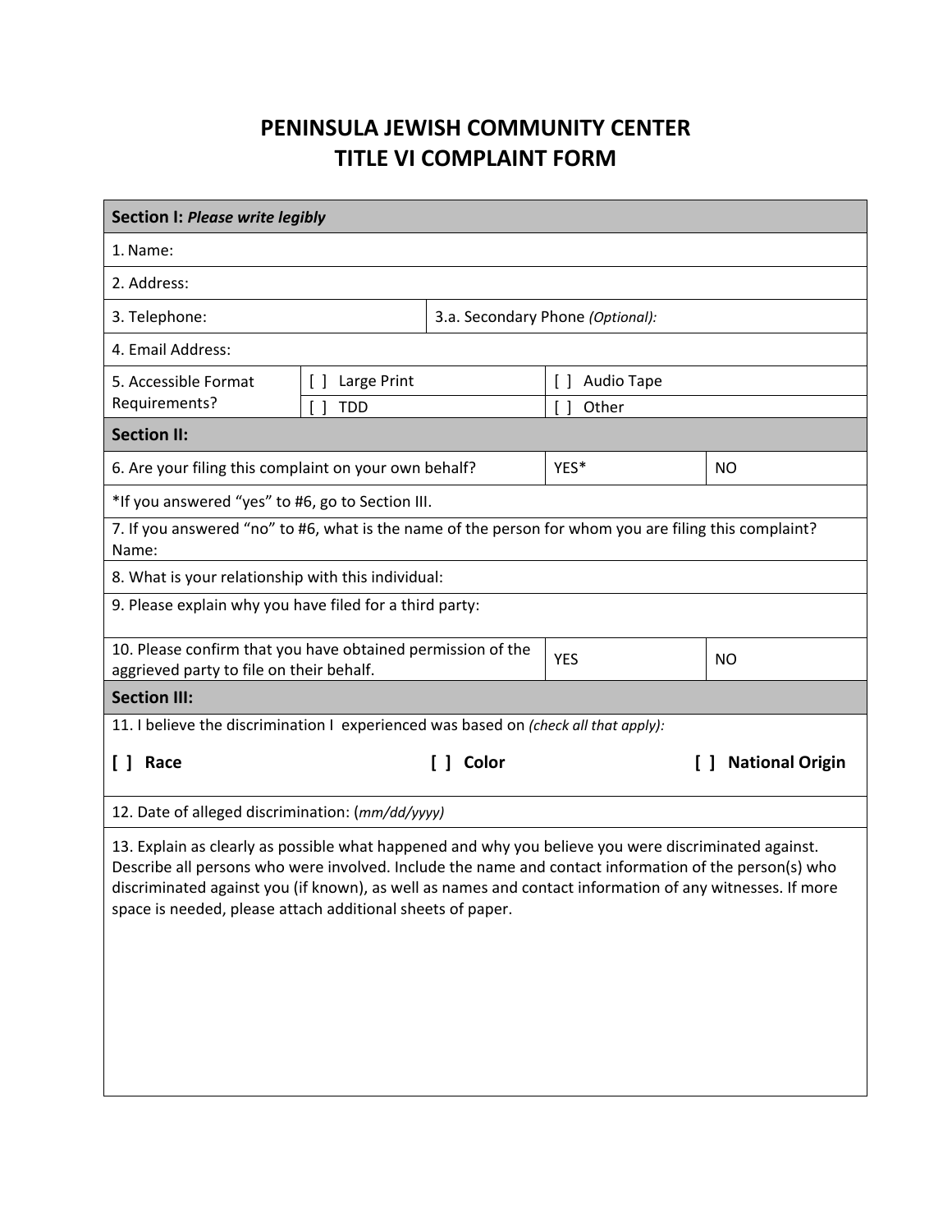# PENINSULA JEWISH COMMUNITY CENTER
# TITLE VI COMPLAINT FORM

| **Section I:** ***Please write legibly*** | | | |
|---|---|---|---|
| 1. Name: | | | |
| 2. Address: | | | |
| 3. Telephone: | | 3.a. Secondary Phone *(Optional):* | |
| 4. Email Address: | | | |
| 5. Accessible Format Requirements? | [ ] Large Print | [ ] Audio Tape | |
| | [ ] TDD | [ ] Other | |
| **Section II:** | | | |
| 6. Are your filing this complaint on your own behalf? | | YES* | NO |
| *If you answered “yes” to #6, go to Section III. | | | |
| 7. If you answered “no” to #6, what is the name of the person for whom you are filing this complaint? Name: | | | |
| 8. What is your relationship with this individual: | | | |
| 9. Please explain why you have filed for a third party: | | | |
| 10. Please confirm that you have obtained permission of the aggrieved party to file on their behalf. | | YES | NO |
| **Section III:** | | | |
| 11. I believe the discrimination I experienced was based on *(check all that apply):* | | | |
| **[ ] Race** | **[ ] Color** | **[ ] National Origin** | |
| 12. Date of alleged discrimination: (*mm/dd/yyyy)* | | | |
| 13. Explain as clearly as possible what happened and why you believe you were discriminated against. Describe all persons who were involved. Include the name and contact information of the person(s) who discriminated against you (if known), as well as names and contact information of any witnesses. If more space is needed, please attach additional sheets of paper. | | | |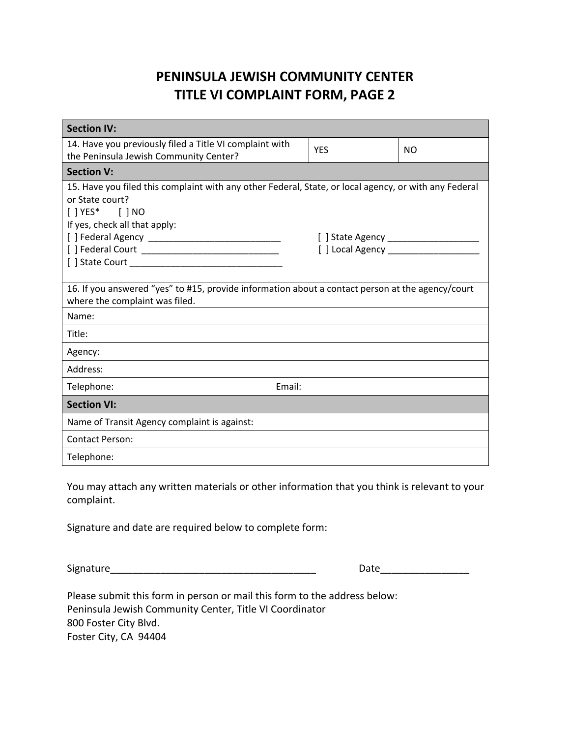# PENINSULA JEWISH COMMUNITY CENTER
# TITLE VI COMPLAINT FORM, PAGE 2

| **Section IV:** | | |
|---|---|---|
| 14. Have you previously filed a Title VI complaint with the Peninsula Jewish Community Center? | YES | NO |

| **Section V:** | |
|---|---|
| 15. Have you filed this complaint with any other Federal, State, or local agency, or with any Federal or State court?<br>[ ] YES* [ ] NO<br>If yes, check all that apply:<br>[ ] Federal Agency ___________________________<br>[ ] Federal Court ___________________________<br>[ ] State Court ______________________________ | [ ] State Agency __________________<br>[ ] Local Agency __________________ |
| 16. If you answered "yes" to #15, provide information about a contact person at the agency/court where the complaint was filed. | |
| Name: | |
| Title: | |
| Agency: | |
| Address: | |
| Telephone: | Email: |

| **Section VI:** |
|---|
| Name of Transit Agency complaint is against: |
| Contact Person: |
| Telephone: |

You may attach any written materials or other information that you think is relevant to your complaint.

Signature and date are required below to complete form:

Signature______________________________________ Date________________

Please submit this form in person or mail this form to the address below:
Peninsula Jewish Community Center, Title VI Coordinator
800 Foster City Blvd.
Foster City, CA 94404